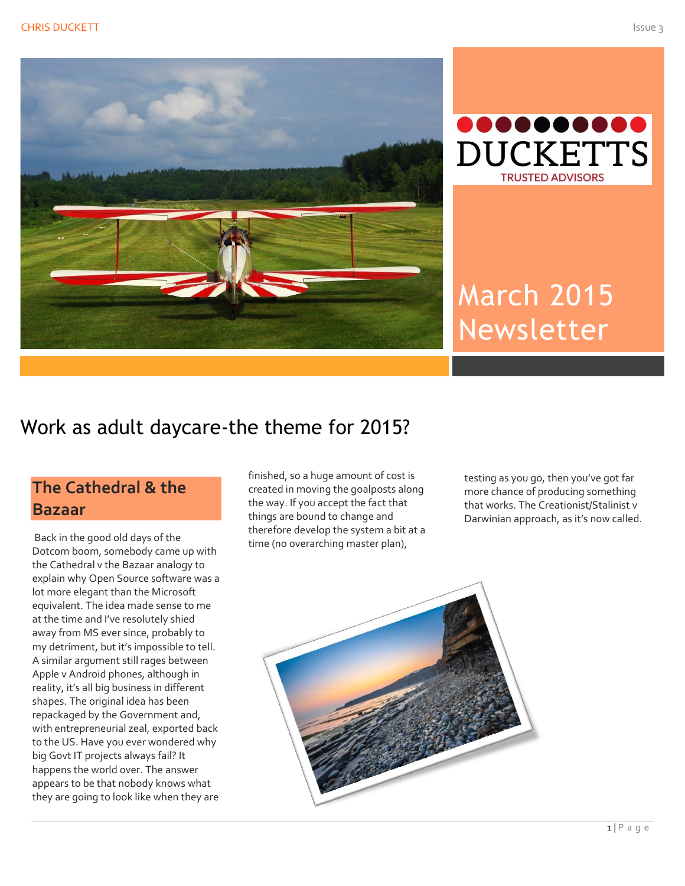DUCKETTS
TRUSTED ADVISORS

# March 2015 Newsletter

## Work as adult daycare-the theme for 2015?

### The Cathedral & the Bazaar

Back in the good old days of the Dotcom boom, somebody came up with the Cathedral v the Bazaar analogy to explain why Open Source software was a lot more elegant than the Microsoft equivalent. The idea made sense to me at the time and I've resolutely shied away from MS ever since, probably to my detriment, but it's impossible to tell. A similar argument still rages between Apple v Android phones, although in reality, it's all big business in different shapes. The original idea has been repackaged by the Government and, with entrepreneurial zeal, exported back to the US. Have you ever wondered why big Govt IT projects always fail? It happens the world over. The answer appears to be that nobody knows what they are going to look like when they are finished, so a huge amount of cost is created in moving the goalposts along the way. If you accept the fact that things are bound to change and therefore develop the system a bit at a time (no overarching master plan), testing as you go, then you've got far more chance of producing something that works. The Creationist/Stalinist v Darwinian approach, as it's now called.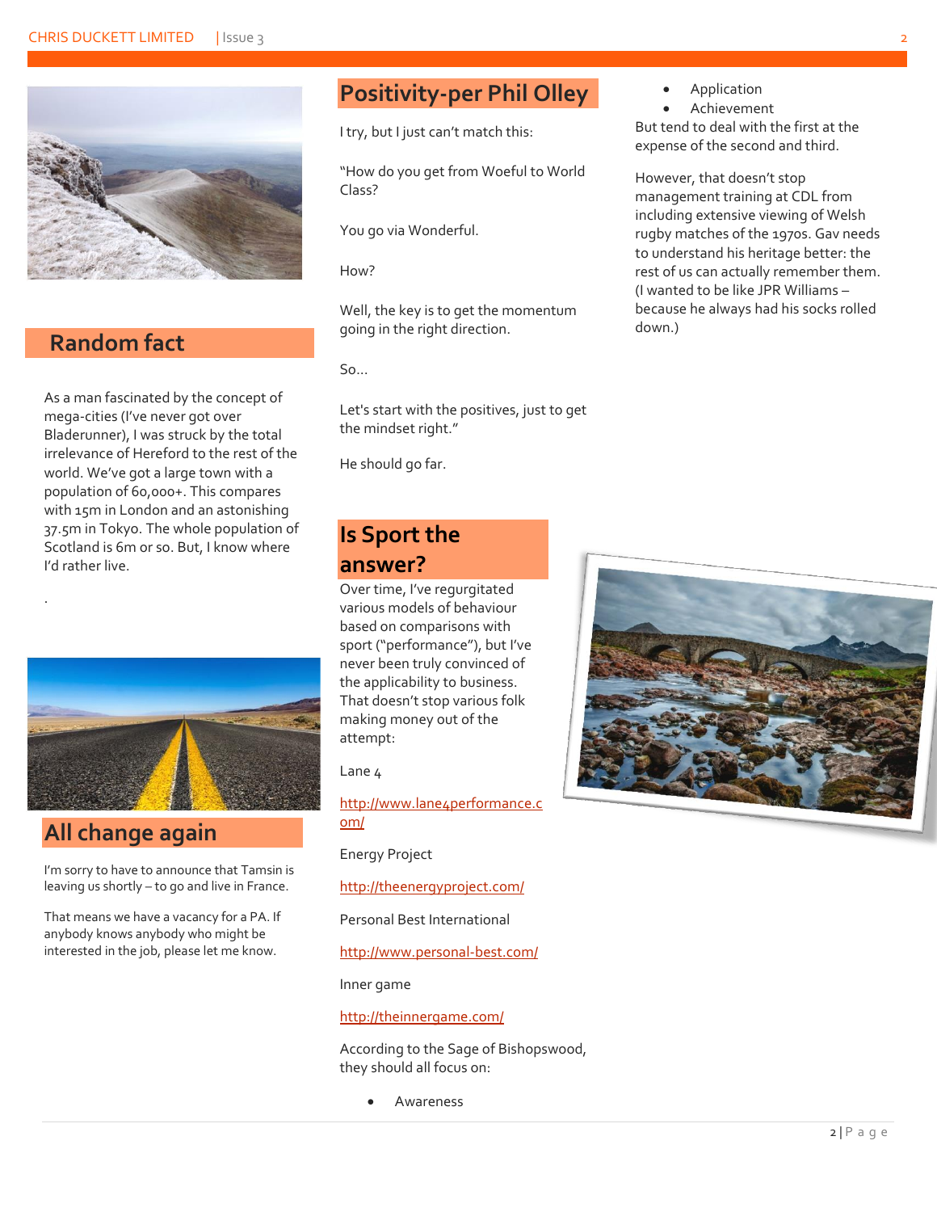## Random fact

As a man fascinated by the concept of mega-cities (I've never got over Bladerunner), I was struck by the total irrelevance of Hereford to the rest of the world. We've got a large town with a population of 60,000+. This compares with 15m in London and an astonishing 37.5m in Tokyo. The whole population of Scotland is 6m or so. But, I know where I'd rather live.

.

## All change again

I'm sorry to have to announce that Tamsin is leaving us shortly – to go and live in France.

That means we have a vacancy for a PA. If anybody knows anybody who might be interested in the job, please let me know.

## Positivity-per Phil Olley

I try, but I just can't match this:

"How do you get from Woeful to World Class?

You go via Wonderful.

How?

Well, the key is to get the momentum going in the right direction.

So…

Let's start with the positives, just to get the mindset right."

He should go far.

## Is Sport the answer?

Over time, I've regurgitated various models of behaviour based on comparisons with sport ("performance"), but I've never been truly convinced of the applicability to business. That doesn't stop various folk making money out of the attempt:

Lane 4

http://www.lane4performance.com/

Energy Project

http://theenergyproject.com/

Personal Best International

http://www.personal-best.com/

Inner game

http://theinnergame.com/

According to the Sage of Bishopswood, they should all focus on:

- Awareness
- Application
- Achievement

But tend to deal with the first at the expense of the second and third.

However, that doesn't stop management training at CDL from including extensive viewing of Welsh rugby matches of the 1970s. Gav needs to understand his heritage better: the rest of us can actually remember them. (I wanted to be like JPR Williams – because he always had his socks rolled down.)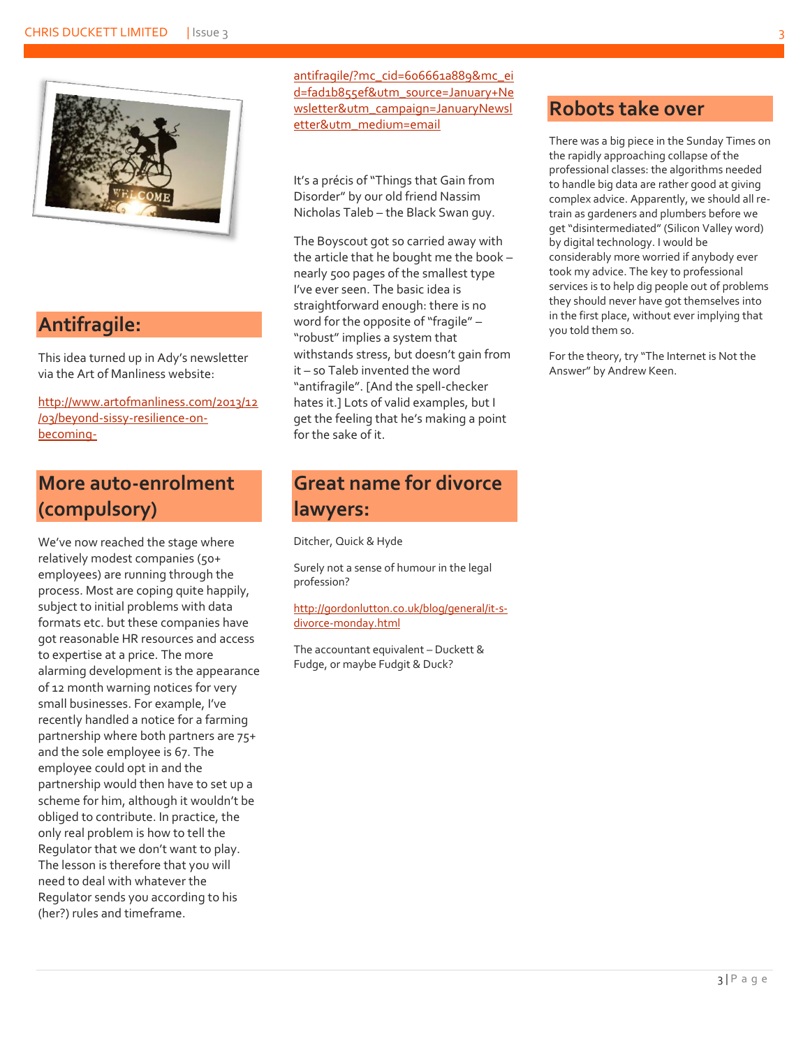## Antifragile:

This idea turned up in Ady's newsletter via the Art of Manliness website:

http://www.artofmanliness.com/2013/12/03/beyond-sissy-resilience-on-becoming-antifragile/?mc_cid=606661a889&mc_eid=fad1b855ef&utm_source=January+Newsletter&utm_campaign=JanuaryNewsletter&utm_medium=email

It's précis of "Things that Gain from Disorder" by our old friend Nassim Nicholas Taleb – the Black Swan guy.

The Boyscout got so carried away with the article that he bought me the book – nearly 500 pages of the smallest type I've ever seen. The basic idea is straightforward enough: there is no word for the opposite of "fragile" – "robust" implies a system that withstands stress, but doesn't gain from it – so Taleb invented the word "antifragile". [And the spell-checker hates it.] Lots of valid examples, but I get the feeling that he's making a point for the sake of it.

## More auto-enrolment (compulsory)

We've now reached the stage where relatively modest companies (50+ employees) are running through the process. Most are coping quite happily, subject to initial problems with data formats etc. but these companies have got reasonable HR resources and access to expertise at a price. The more alarming development is the appearance of 12 month warning notices for very small businesses. For example, I've recently handled a notice for a farming partnership where both partners are 75+ and the sole employee is 67. The employee could opt in and the partnership would then have to set up a scheme for him, although it wouldn't be obliged to contribute. In practice, the only real problem is how to tell the Regulator that we don't want to play. The lesson is therefore that you will need to deal with whatever the Regulator sends you according to his (her?) rules and timeframe.

## Great name for divorce lawyers:

Ditcher, Quick & Hyde

Surely not a sense of humour in the legal profession?

http://gordonlutton.co.uk/blog/general/it-s-divorce-monday.html

The accountant equivalent – Duckett & Fudge, or maybe Fudgit & Duck?

## Robots take over

There was a big piece in the Sunday Times on the rapidly approaching collapse of the professional classes: the algorithms needed to handle big data are rather good at giving complex advice. Apparently, we should all re-train as gardeners and plumbers before we get "disintermediated" (Silicon Valley word) by digital technology. I would be considerably more worried if anybody ever took my advice. The key to professional services is to help dig people out of problems they should never have got themselves into in the first place, without ever implying that you told them so.

For the theory, try "The Internet is Not the Answer" by Andrew Keen.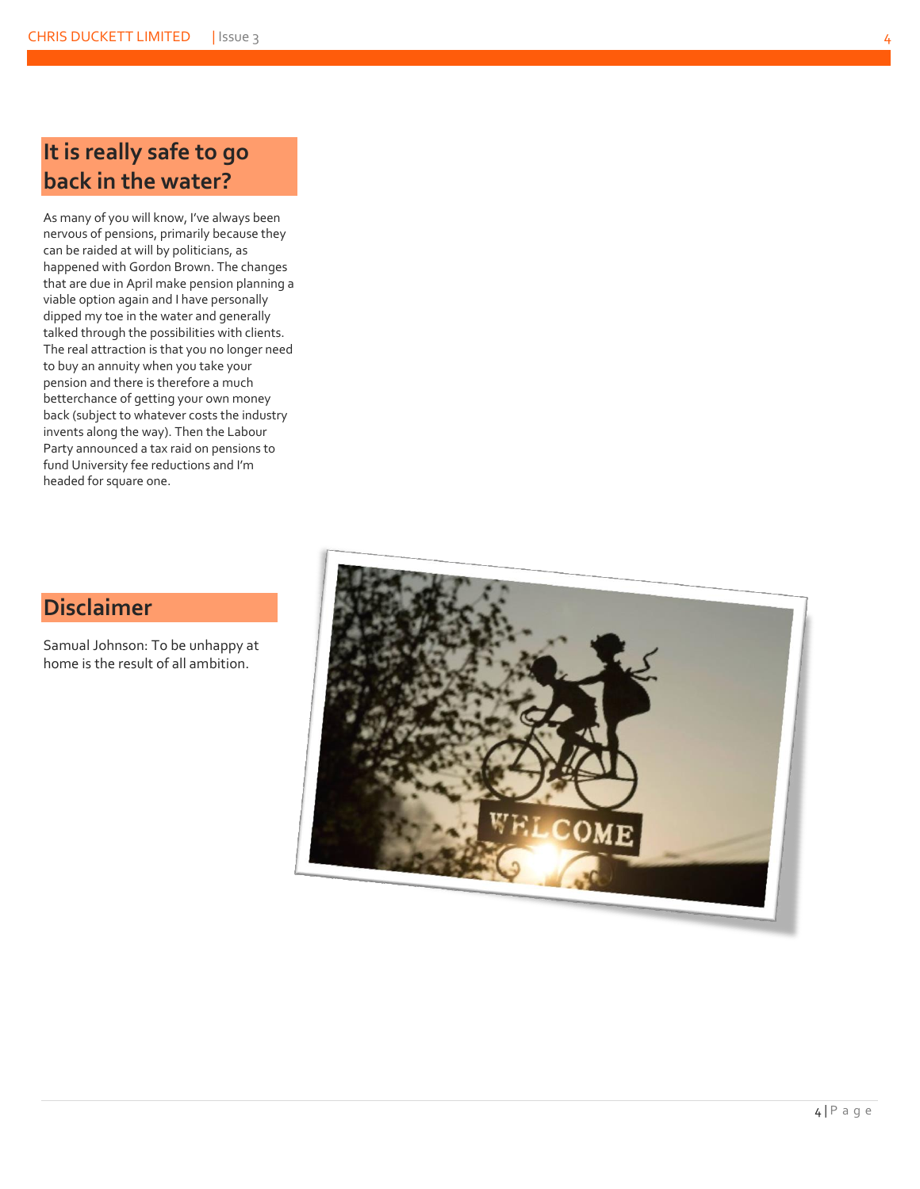## It is really safe to go back in the water?

As many of you will know, I've always been nervous of pensions, primarily because they can be raided at will by politicians, as happened with Gordon Brown. The changes that are due in April make pension planning a viable option again and I have personally dipped my toe in the water and generally talked through the possibilities with clients. The real attraction is that you no longer need to buy an annuity when you take your pension and there is therefore a much betterchance of getting your own money back (subject to whatever costs the industry invents along the way). Then the Labour Party announced a tax raid on pensions to fund University fee reductions and I'm headed for square one.

## Disclaimer

Samual Johnson: To be unhappy at home is the result of all ambition.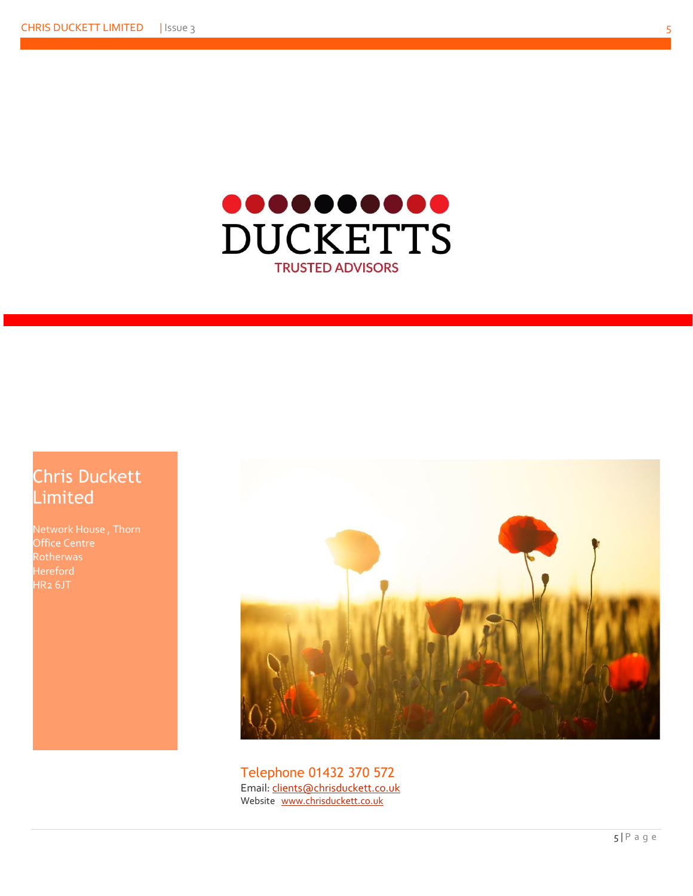DUCKETTS

TRUSTED ADVISORS

## Chris Duckett Limited

Network House , Thorn Office Centre
Rotherwas
Hereford
HR2 6JT

Telephone 01432 370 572
Email: clients@chrisduckett.co.uk
Website www.chrisduckett.co.uk